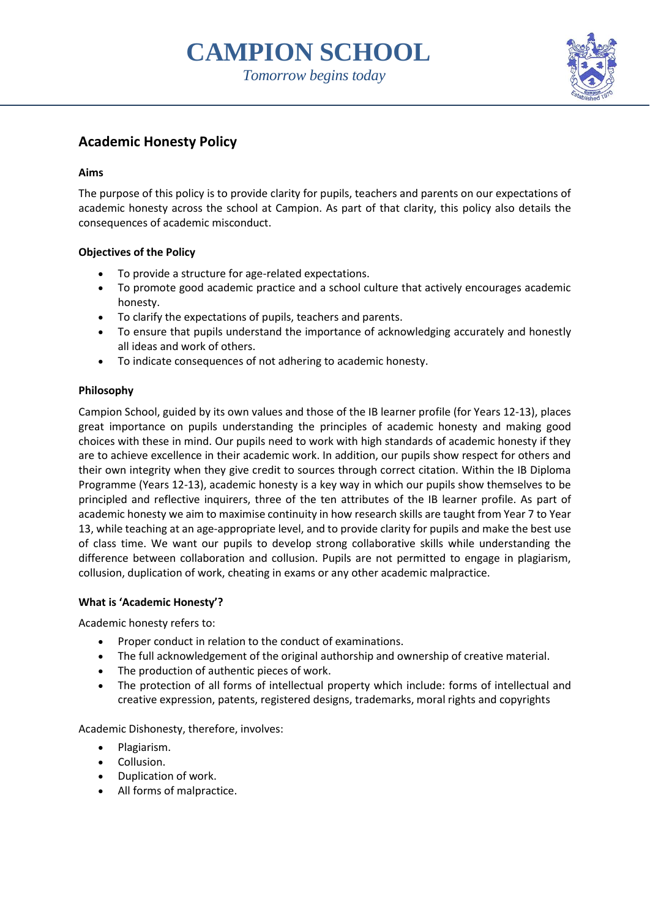# CAMPION SCHOOL

*Tomorrow begins today*

## Academic Honesty Policy

### Aims

The purpose of this policy is to provide clarity for pupils, teachers and parents on our expectations of academic honesty across the school at Campion. As part of that clarity, this policy also details the consequences of academic misconduct.

### Objectives of the Policy

- To provide a structure for age-related expectations.
- To promote good academic practice and a school culture that actively encourages academic honesty.
- To clarify the expectations of pupils, teachers and parents.
- To ensure that pupils understand the importance of acknowledging accurately and honestly all ideas and work of others.
- To indicate consequences of not adhering to academic honesty.

### Philosophy

Campion School, guided by its own values and those of the IB learner profile (for Years 12-13), places great importance on pupils understanding the principles of academic honesty and making good choices with these in mind. Our pupils need to work with high standards of academic honesty if they are to achieve excellence in their academic work. In addition, our pupils show respect for others and their own integrity when they give credit to sources through correct citation. Within the IB Diploma Programme (Years 12-13), academic honesty is a key way in which our pupils show themselves to be principled and reflective inquirers, three of the ten attributes of the IB learner profile. As part of academic honesty we aim to maximise continuity in how research skills are taught from Year 7 to Year 13, while teaching at an age-appropriate level, and to provide clarity for pupils and make the best use of class time. We want our pupils to develop strong collaborative skills while understanding the difference between collaboration and collusion. Pupils are not permitted to engage in plagiarism, collusion, duplication of work, cheating in exams or any other academic malpractice.

### What is 'Academic Honesty'?

Academic honesty refers to:

- Proper conduct in relation to the conduct of examinations.
- The full acknowledgement of the original authorship and ownership of creative material.
- The production of authentic pieces of work.
- The protection of all forms of intellectual property which include: forms of intellectual and creative expression, patents, registered designs, trademarks, moral rights and copyrights

Academic Dishonesty, therefore, involves:

- Plagiarism.
- Collusion.
- Duplication of work.
- All forms of malpractice.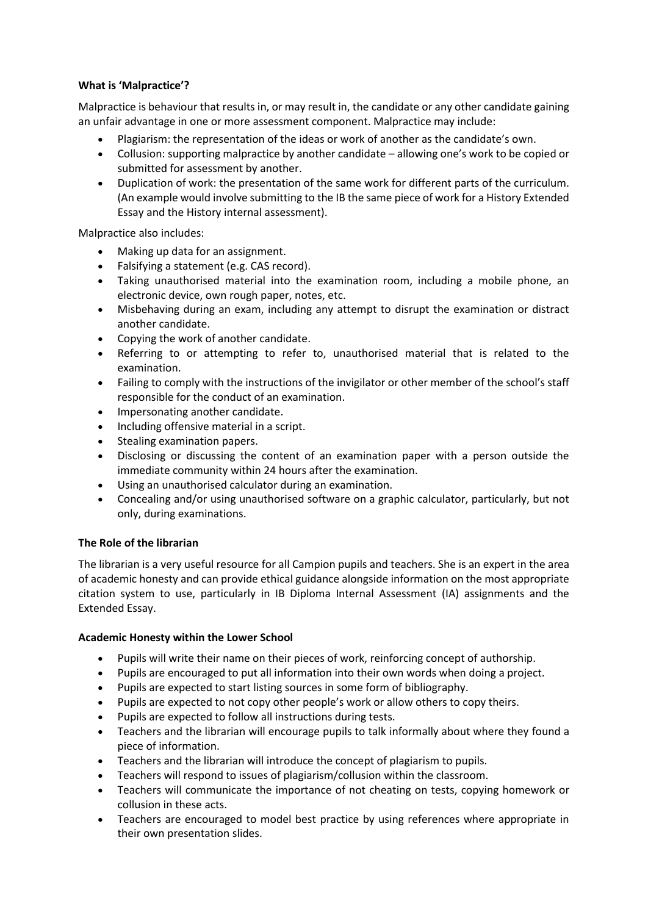**What is 'Malpractice'?**

Malpractice is behaviour that results in, or may result in, the candidate or any other candidate gaining an unfair advantage in one or more assessment component. Malpractice may include:

- Plagiarism: the representation of the ideas or work of another as the candidate's own.
- Collusion: supporting malpractice by another candidate – allowing one's work to be copied or submitted for assessment by another.
- Duplication of work: the presentation of the same work for different parts of the curriculum. (An example would involve submitting to the IB the same piece of work for a History Extended Essay and the History internal assessment).

Malpractice also includes:

- Making up data for an assignment.
- Falsifying a statement (e.g. CAS record).
- Taking unauthorised material into the examination room, including a mobile phone, an electronic device, own rough paper, notes, etc.
- Misbehaving during an exam, including any attempt to disrupt the examination or distract another candidate.
- Copying the work of another candidate.
- Referring to or attempting to refer to, unauthorised material that is related to the examination.
- Failing to comply with the instructions of the invigilator or other member of the school's staff responsible for the conduct of an examination.
- Impersonating another candidate.
- Including offensive material in a script.
- Stealing examination papers.
- Disclosing or discussing the content of an examination paper with a person outside the immediate community within 24 hours after the examination.
- Using an unauthorised calculator during an examination.
- Concealing and/or using unauthorised software on a graphic calculator, particularly, but not only, during examinations.

**The Role of the librarian**

The librarian is a very useful resource for all Campion pupils and teachers. She is an expert in the area of academic honesty and can provide ethical guidance alongside information on the most appropriate citation system to use, particularly in IB Diploma Internal Assessment (IA) assignments and the Extended Essay.

**Academic Honesty within the Lower School**

- Pupils will write their name on their pieces of work, reinforcing concept of authorship.
- Pupils are encouraged to put all information into their own words when doing a project.
- Pupils are expected to start listing sources in some form of bibliography.
- Pupils are expected to not copy other people's work or allow others to copy theirs.
- Pupils are expected to follow all instructions during tests.
- Teachers and the librarian will encourage pupils to talk informally about where they found a piece of information.
- Teachers and the librarian will introduce the concept of plagiarism to pupils.
- Teachers will respond to issues of plagiarism/collusion within the classroom.
- Teachers will communicate the importance of not cheating on tests, copying homework or collusion in these acts.
- Teachers are encouraged to model best practice by using references where appropriate in their own presentation slides.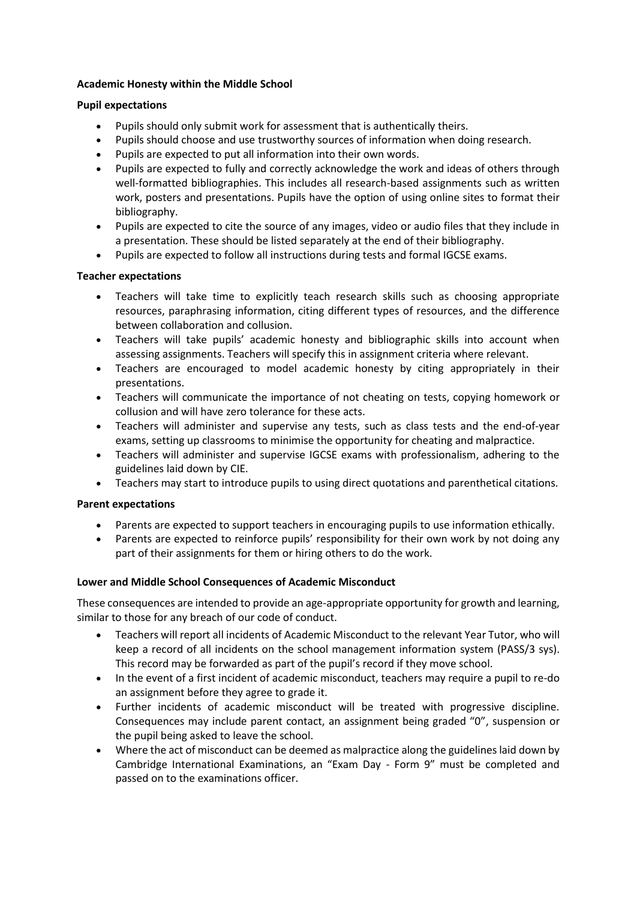**Academic Honesty within the Middle School**

**Pupil expectations**

- Pupils should only submit work for assessment that is authentically theirs.
- Pupils should choose and use trustworthy sources of information when doing research.
- Pupils are expected to put all information into their own words.
- Pupils are expected to fully and correctly acknowledge the work and ideas of others through well-formatted bibliographies. This includes all research-based assignments such as written work, posters and presentations. Pupils have the option of using online sites to format their bibliography.
- Pupils are expected to cite the source of any images, video or audio files that they include in a presentation. These should be listed separately at the end of their bibliography.
- Pupils are expected to follow all instructions during tests and formal IGCSE exams.

**Teacher expectations**

- Teachers will take time to explicitly teach research skills such as choosing appropriate resources, paraphrasing information, citing different types of resources, and the difference between collaboration and collusion.
- Teachers will take pupils' academic honesty and bibliographic skills into account when assessing assignments. Teachers will specify this in assignment criteria where relevant.
- Teachers are encouraged to model academic honesty by citing appropriately in their presentations.
- Teachers will communicate the importance of not cheating on tests, copying homework or collusion and will have zero tolerance for these acts.
- Teachers will administer and supervise any tests, such as class tests and the end-of-year exams, setting up classrooms to minimise the opportunity for cheating and malpractice.
- Teachers will administer and supervise IGCSE exams with professionalism, adhering to the guidelines laid down by CIE.
- Teachers may start to introduce pupils to using direct quotations and parenthetical citations.

**Parent expectations**

- Parents are expected to support teachers in encouraging pupils to use information ethically.
- Parents are expected to reinforce pupils' responsibility for their own work by not doing any part of their assignments for them or hiring others to do the work.

**Lower and Middle School Consequences of Academic Misconduct**

These consequences are intended to provide an age-appropriate opportunity for growth and learning, similar to those for any breach of our code of conduct.

- Teachers will report all incidents of Academic Misconduct to the relevant Year Tutor, who will keep a record of all incidents on the school management information system (PASS/3 sys). This record may be forwarded as part of the pupil's record if they move school.
- In the event of a first incident of academic misconduct, teachers may require a pupil to re-do an assignment before they agree to grade it.
- Further incidents of academic misconduct will be treated with progressive discipline. Consequences may include parent contact, an assignment being graded "0", suspension or the pupil being asked to leave the school.
- Where the act of misconduct can be deemed as malpractice along the guidelines laid down by Cambridge International Examinations, an "Exam Day - Form 9" must be completed and passed on to the examinations officer.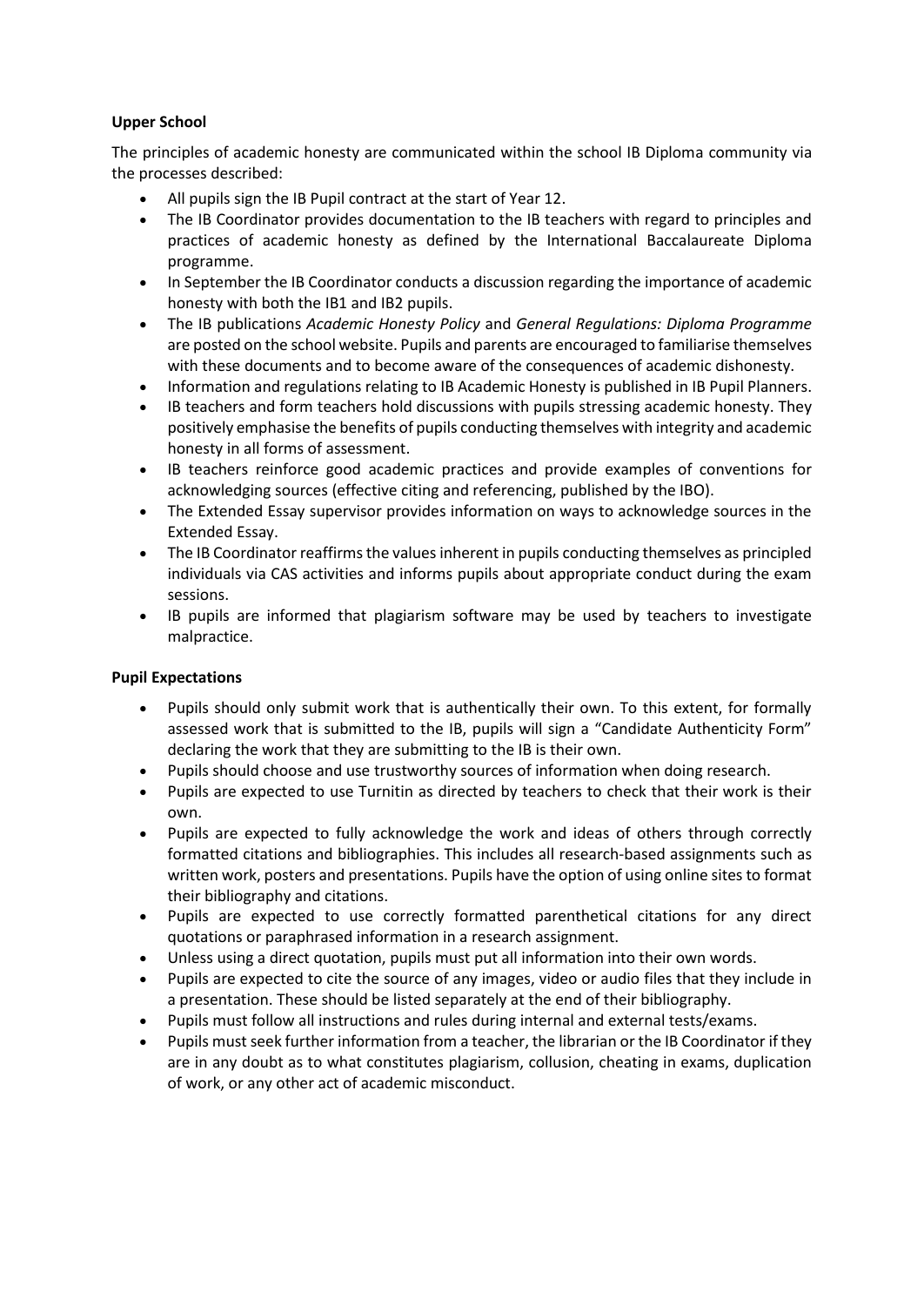**Upper School**

The principles of academic honesty are communicated within the school IB Diploma community via the processes described:

- All pupils sign the IB Pupil contract at the start of Year 12.
- The IB Coordinator provides documentation to the IB teachers with regard to principles and practices of academic honesty as defined by the International Baccalaureate Diploma programme.
- In September the IB Coordinator conducts a discussion regarding the importance of academic honesty with both the IB1 and IB2 pupils.
- The IB publications *Academic Honesty Policy* and *General Regulations: Diploma Programme* are posted on the school website. Pupils and parents are encouraged to familiarise themselves with these documents and to become aware of the consequences of academic dishonesty.
- Information and regulations relating to IB Academic Honesty is published in IB Pupil Planners.
- IB teachers and form teachers hold discussions with pupils stressing academic honesty. They positively emphasise the benefits of pupils conducting themselves with integrity and academic honesty in all forms of assessment.
- IB teachers reinforce good academic practices and provide examples of conventions for acknowledging sources (effective citing and referencing, published by the IBO).
- The Extended Essay supervisor provides information on ways to acknowledge sources in the Extended Essay.
- The IB Coordinator reaffirms the values inherent in pupils conducting themselves as principled individuals via CAS activities and informs pupils about appropriate conduct during the exam sessions.
- IB pupils are informed that plagiarism software may be used by teachers to investigate malpractice.

**Pupil Expectations**

- Pupils should only submit work that is authentically their own. To this extent, for formally assessed work that is submitted to the IB, pupils will sign a "Candidate Authenticity Form" declaring the work that they are submitting to the IB is their own.
- Pupils should choose and use trustworthy sources of information when doing research.
- Pupils are expected to use Turnitin as directed by teachers to check that their work is their own.
- Pupils are expected to fully acknowledge the work and ideas of others through correctly formatted citations and bibliographies. This includes all research-based assignments such as written work, posters and presentations. Pupils have the option of using online sites to format their bibliography and citations.
- Pupils are expected to use correctly formatted parenthetical citations for any direct quotations or paraphrased information in a research assignment.
- Unless using a direct quotation, pupils must put all information into their own words.
- Pupils are expected to cite the source of any images, video or audio files that they include in a presentation. These should be listed separately at the end of their bibliography.
- Pupils must follow all instructions and rules during internal and external tests/exams.
- Pupils must seek further information from a teacher, the librarian or the IB Coordinator if they are in any doubt as to what constitutes plagiarism, collusion, cheating in exams, duplication of work, or any other act of academic misconduct.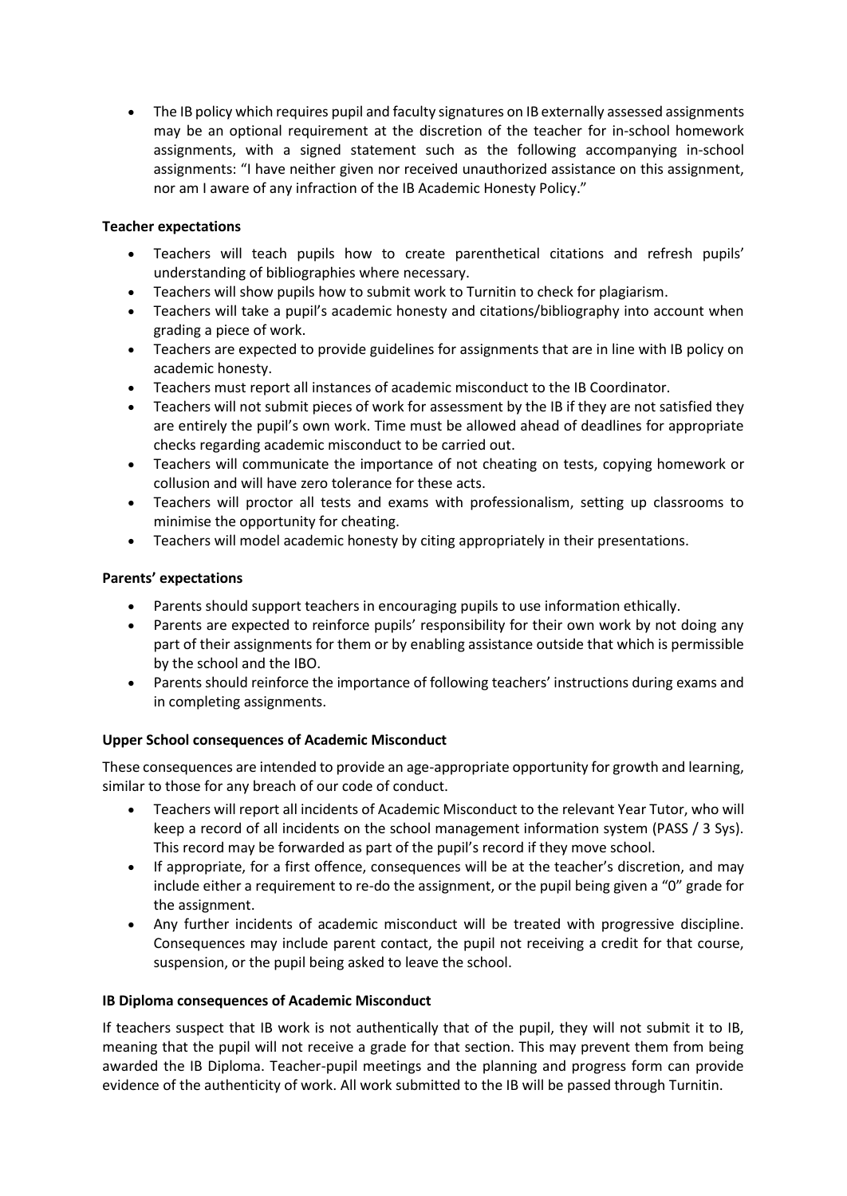- The IB policy which requires pupil and faculty signatures on IB externally assessed assignments may be an optional requirement at the discretion of the teacher for in-school homework assignments, with a signed statement such as the following accompanying in-school assignments: "I have neither given nor received unauthorized assistance on this assignment, nor am I aware of any infraction of the IB Academic Honesty Policy."

**Teacher expectations**

- Teachers will teach pupils how to create parenthetical citations and refresh pupils' understanding of bibliographies where necessary.
- Teachers will show pupils how to submit work to Turnitin to check for plagiarism.
- Teachers will take a pupil's academic honesty and citations/bibliography into account when grading a piece of work.
- Teachers are expected to provide guidelines for assignments that are in line with IB policy on academic honesty.
- Teachers must report all instances of academic misconduct to the IB Coordinator.
- Teachers will not submit pieces of work for assessment by the IB if they are not satisfied they are entirely the pupil's own work. Time must be allowed ahead of deadlines for appropriate checks regarding academic misconduct to be carried out.
- Teachers will communicate the importance of not cheating on tests, copying homework or collusion and will have zero tolerance for these acts.
- Teachers will proctor all tests and exams with professionalism, setting up classrooms to minimise the opportunity for cheating.
- Teachers will model academic honesty by citing appropriately in their presentations.

**Parents' expectations**

- Parents should support teachers in encouraging pupils to use information ethically.
- Parents are expected to reinforce pupils' responsibility for their own work by not doing any part of their assignments for them or by enabling assistance outside that which is permissible by the school and the IBO.
- Parents should reinforce the importance of following teachers' instructions during exams and in completing assignments.

**Upper School consequences of Academic Misconduct**

These consequences are intended to provide an age-appropriate opportunity for growth and learning, similar to those for any breach of our code of conduct.

- Teachers will report all incidents of Academic Misconduct to the relevant Year Tutor, who will keep a record of all incidents on the school management information system (PASS / 3 Sys). This record may be forwarded as part of the pupil's record if they move school.
- If appropriate, for a first offence, consequences will be at the teacher's discretion, and may include either a requirement to re-do the assignment, or the pupil being given a "0" grade for the assignment.
- Any further incidents of academic misconduct will be treated with progressive discipline. Consequences may include parent contact, the pupil not receiving a credit for that course, suspension, or the pupil being asked to leave the school.

**IB Diploma consequences of Academic Misconduct**

If teachers suspect that IB work is not authentically that of the pupil, they will not submit it to IB, meaning that the pupil will not receive a grade for that section. This may prevent them from being awarded the IB Diploma. Teacher-pupil meetings and the planning and progress form can provide evidence of the authenticity of work. All work submitted to the IB will be passed through Turnitin.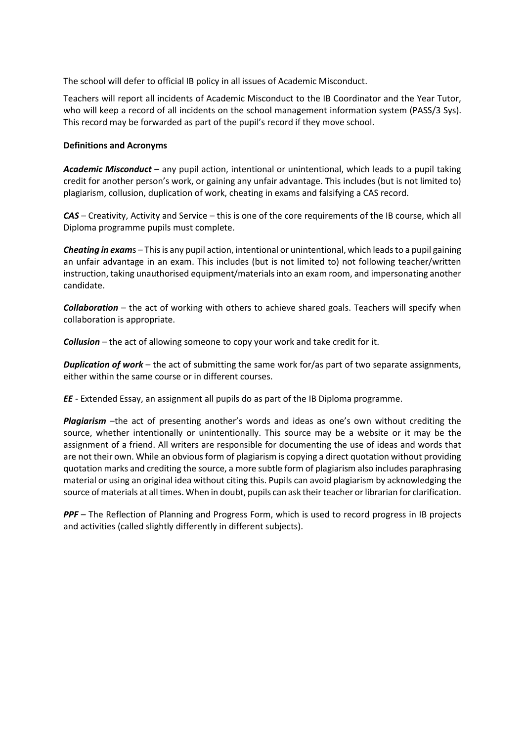The school will defer to official IB policy in all issues of Academic Misconduct.

Teachers will report all incidents of Academic Misconduct to the IB Coordinator and the Year Tutor, who will keep a record of all incidents on the school management information system (PASS/3 Sys). This record may be forwarded as part of the pupil's record if they move school.

**Definitions and Acronyms**

***Academic Misconduct*** – any pupil action, intentional or unintentional, which leads to a pupil taking credit for another person's work, or gaining any unfair advantage. This includes (but is not limited to) plagiarism, collusion, duplication of work, cheating in exams and falsifying a CAS record.

***CAS*** – Creativity, Activity and Service – this is one of the core requirements of the IB course, which all Diploma programme pupils must complete.

***Cheating in exam***s – This is any pupil action, intentional or unintentional, which leads to a pupil gaining an unfair advantage in an exam. This includes (but is not limited to) not following teacher/written instruction, taking unauthorised equipment/materials into an exam room, and impersonating another candidate.

***Collaboration*** – the act of working with others to achieve shared goals. Teachers will specify when collaboration is appropriate.

***Collusion*** – the act of allowing someone to copy your work and take credit for it.

***Duplication of work*** – the act of submitting the same work for/as part of two separate assignments, either within the same course or in different courses.

***EE*** - Extended Essay, an assignment all pupils do as part of the IB Diploma programme.

***Plagiarism*** –the act of presenting another's words and ideas as one's own without crediting the source, whether intentionally or unintentionally. This source may be a website or it may be the assignment of a friend. All writers are responsible for documenting the use of ideas and words that are not their own. While an obvious form of plagiarism is copying a direct quotation without providing quotation marks and crediting the source, a more subtle form of plagiarism also includes paraphrasing material or using an original idea without citing this. Pupils can avoid plagiarism by acknowledging the source of materials at all times. When in doubt, pupils can ask their teacher or librarian for clarification.

***PPF*** – The Reflection of Planning and Progress Form, which is used to record progress in IB projects and activities (called slightly differently in different subjects).